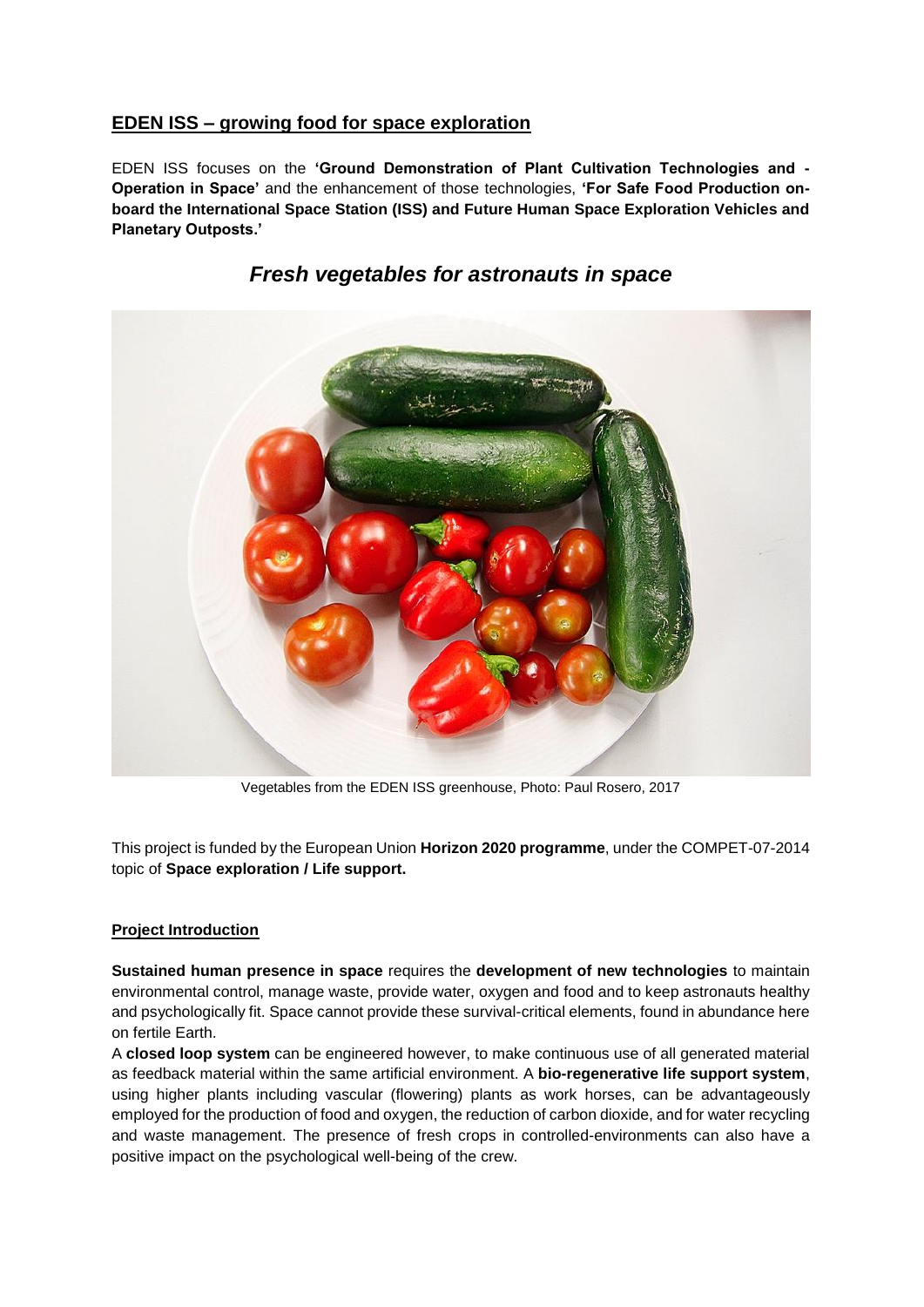## EDEN ISS – growing food for space exploration

EDEN ISS focuses on the **'Ground Demonstration of Plant Cultivation Technologies and - Operation in Space'** and the enhancement of those technologies, **'For Safe Food Production on-board the International Space Station (ISS) and Future Human Space Exploration Vehicles and Planetary Outposts.'**

# *Fresh vegetables for astronauts in space*

Vegetables from the EDEN ISS greenhouse, Photo: Paul Rosero, 2017

This project is funded by the European Union **Horizon 2020 programme**, under the COMPET-07-2014 topic of **Space exploration / Life support.**

### Project Introduction

**Sustained human presence in space** requires the **development of new technologies** to maintain environmental control, manage waste, provide water, oxygen and food and to keep astronauts healthy and psychologically fit. Space cannot provide these survival-critical elements, found in abundance here on fertile Earth.

A **closed loop system** can be engineered however, to make continuous use of all generated material as feedback material within the same artificial environment. A **bio-regenerative life support system**, using higher plants including vascular (flowering) plants as work horses, can be advantageously employed for the production of food and oxygen, the reduction of carbon dioxide, and for water recycling and waste management. The presence of fresh crops in controlled-environments can also have a positive impact on the psychological well-being of the crew.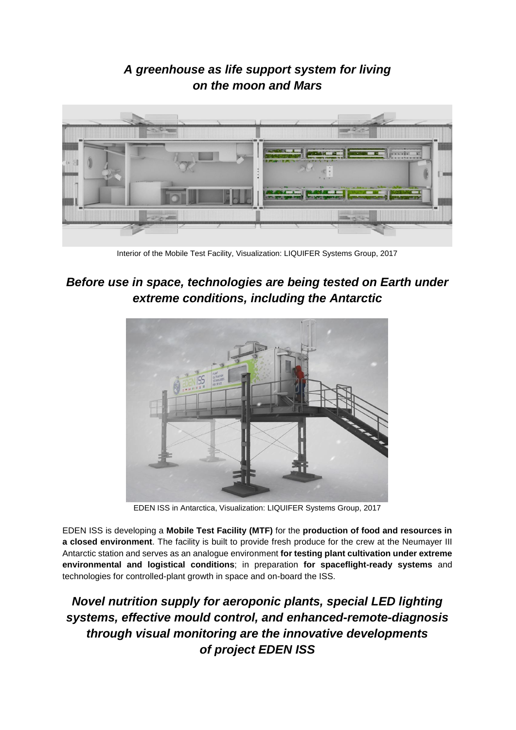## *A greenhouse as life support system for living on the moon and Mars*

Interior of the Mobile Test Facility, Visualization: LIQUIFER Systems Group, 2017

## *Before use in space, technologies are being tested on Earth under extreme conditions, including the Antarctic*

EDEN ISS in Antarctica, Visualization: LIQUIFER Systems Group, 2017

EDEN ISS is developing a **Mobile Test Facility (MTF)** for the **production of food and resources in a closed environment**. The facility is built to provide fresh produce for the crew at the Neumayer III Antarctic station and serves as an analogue environment **for testing plant cultivation under extreme environmental and logistical conditions**; in preparation **for spaceflight-ready systems** and technologies for controlled-plant growth in space and on-board the ISS.

## *Novel nutrition supply for aeroponic plants, special LED lighting systems, effective mould control, and enhanced-remote-diagnosis through visual monitoring are the innovative developments of project EDEN ISS*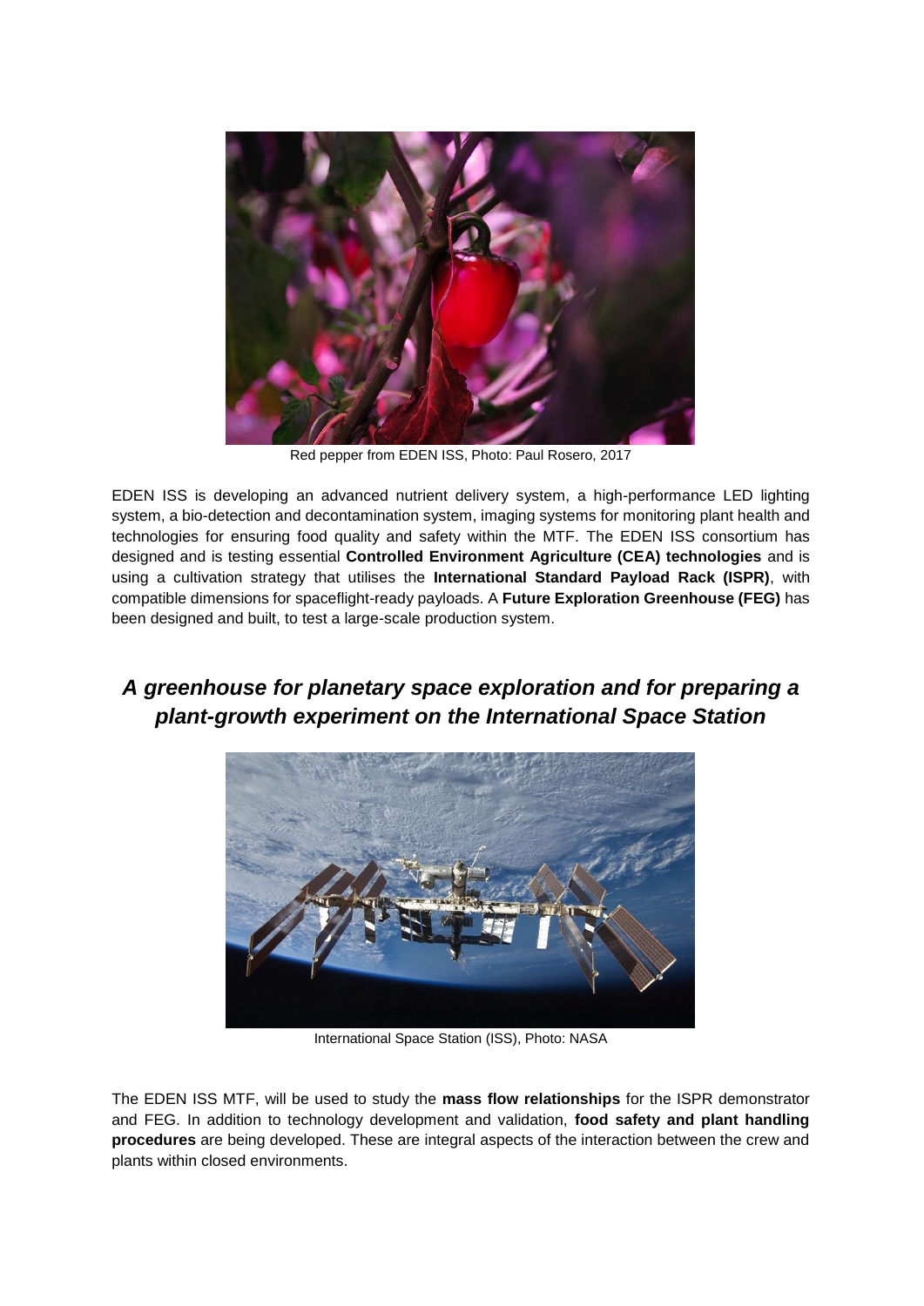Red pepper from EDEN ISS, Photo: Paul Rosero, 2017

EDEN ISS is developing an advanced nutrient delivery system, a high-performance LED lighting system, a bio-detection and decontamination system, imaging systems for monitoring plant health and technologies for ensuring food quality and safety within the MTF. The EDEN ISS consortium has designed and is testing essential **Controlled Environment Agriculture (CEA) technologies** and is using a cultivation strategy that utilises the **International Standard Payload Rack (ISPR)**, with compatible dimensions for spaceflight-ready payloads. A **Future Exploration Greenhouse (FEG)** has been designed and built, to test a large-scale production system.

## *A greenhouse for planetary space exploration and for preparing a plant-growth experiment on the International Space Station*

International Space Station (ISS), Photo: NASA

The EDEN ISS MTF, will be used to study the **mass flow relationships** for the ISPR demonstrator and FEG. In addition to technology development and validation, **food safety and plant handling procedures** are being developed. These are integral aspects of the interaction between the crew and plants within closed environments.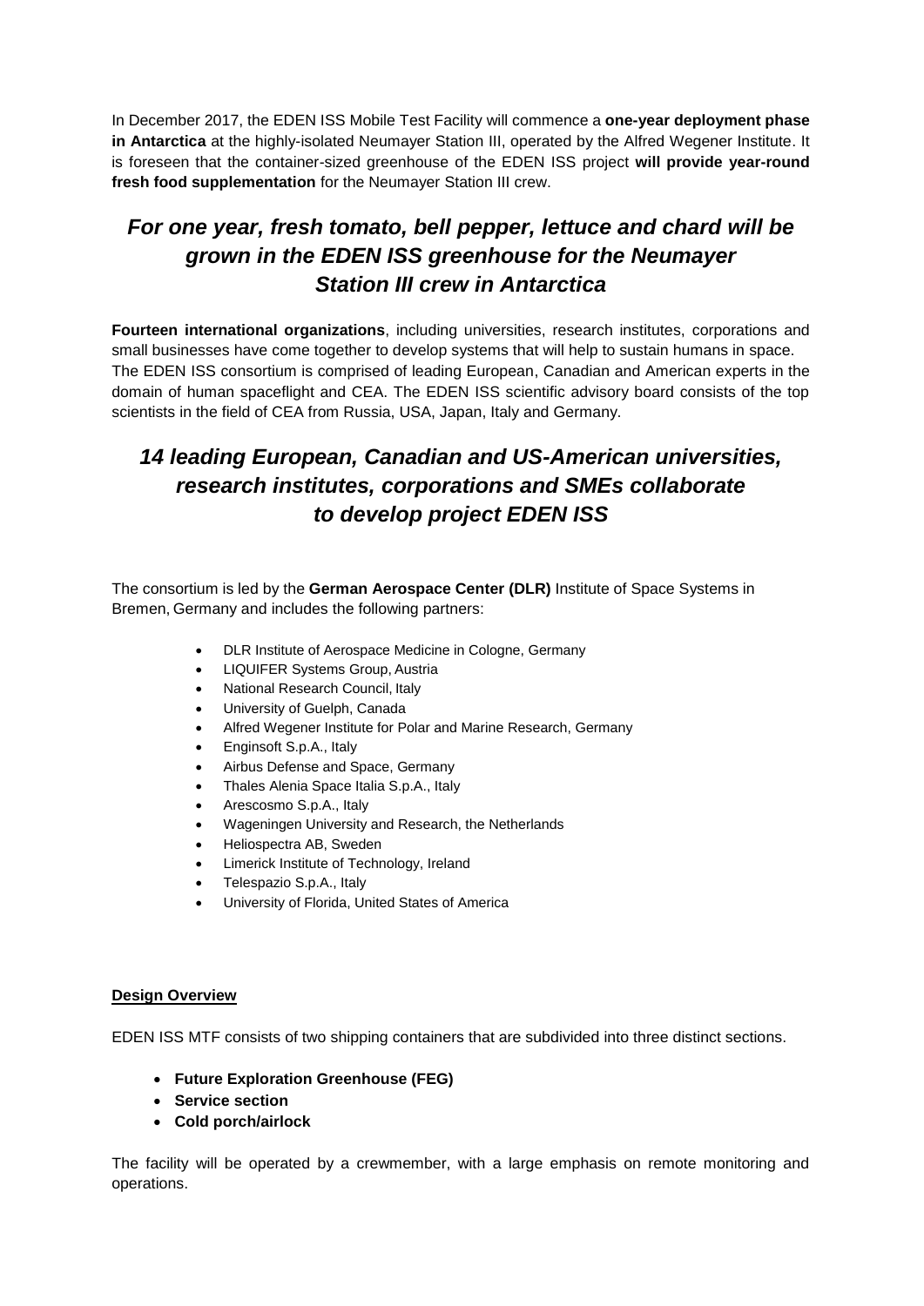In December 2017, the EDEN ISS Mobile Test Facility will commence a **one-year deployment phase in Antarctica** at the highly-isolated Neumayer Station III, operated by the Alfred Wegener Institute. It is foreseen that the container-sized greenhouse of the EDEN ISS project **will provide year-round fresh food supplementation** for the Neumayer Station III crew.

## *For one year, fresh tomato, bell pepper, lettuce and chard will be grown in the EDEN ISS greenhouse for the Neumayer Station III crew in Antarctica*

**Fourteen international organizations**, including universities, research institutes, corporations and small businesses have come together to develop systems that will help to sustain humans in space. The EDEN ISS consortium is comprised of leading European, Canadian and American experts in the domain of human spaceflight and CEA. The EDEN ISS scientific advisory board consists of the top scientists in the field of CEA from Russia, USA, Japan, Italy and Germany.

## *14 leading European, Canadian and US-American universities, research institutes, corporations and SMEs collaborate to develop project EDEN ISS*

The consortium is led by the **German Aerospace Center (DLR)** Institute of Space Systems in Bremen, Germany and includes the following partners:

- DLR Institute of Aerospace Medicine in Cologne, Germany
- LIQUIFER Systems Group, Austria
- National Research Council, Italy
- University of Guelph, Canada
- Alfred Wegener Institute for Polar and Marine Research, Germany
- Enginsoft S.p.A., Italy
- Airbus Defense and Space, Germany
- Thales Alenia Space Italia S.p.A., Italy
- Arescosmo S.p.A., Italy
- Wageningen University and Research, the Netherlands
- Heliospectra AB, Sweden
- Limerick Institute of Technology, Ireland
- Telespazio S.p.A., Italy
- University of Florida, United States of America

### Design Overview

EDEN ISS MTF consists of two shipping containers that are subdivided into three distinct sections.

- **Future Exploration Greenhouse (FEG)**
- **Service section**
- **Cold porch/airlock**

The facility will be operated by a crewmember, with a large emphasis on remote monitoring and operations.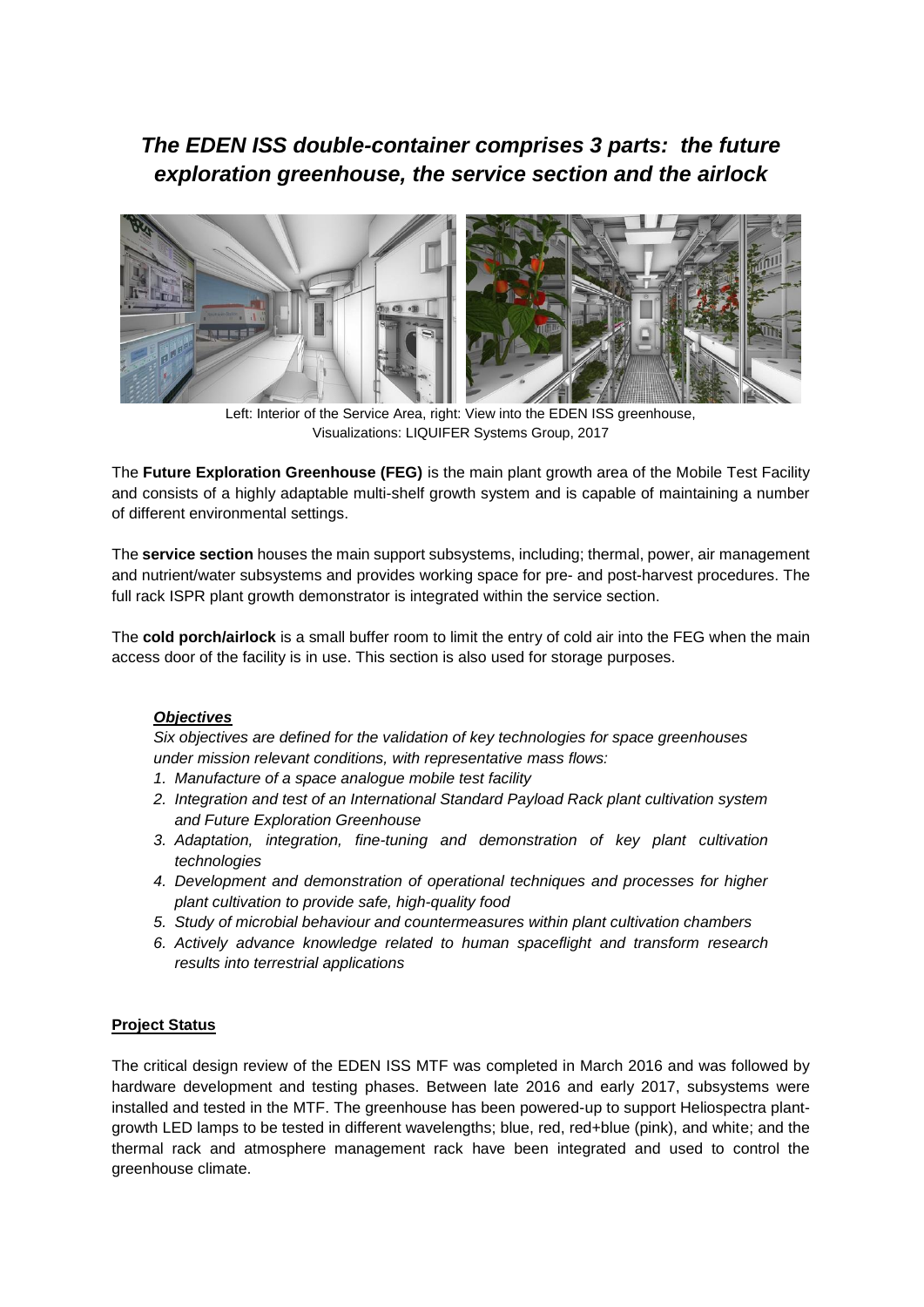## *The EDEN ISS double-container comprises 3 parts: the future exploration greenhouse, the service section and the airlock*

Left: Interior of the Service Area, right: View into the EDEN ISS greenhouse, Visualizations: LIQUIFER Systems Group, 2017

The **Future Exploration Greenhouse (FEG)** is the main plant growth area of the Mobile Test Facility and consists of a highly adaptable multi-shelf growth system and is capable of maintaining a number of different environmental settings.

The **service section** houses the main support subsystems, including; thermal, power, air management and nutrient/water subsystems and provides working space for pre- and post-harvest procedures. The full rack ISPR plant growth demonstrator is integrated within the service section.

The **cold porch/airlock** is a small buffer room to limit the entry of cold air into the FEG when the main access door of the facility is in use. This section is also used for storage purposes.

### ***Objectives***

*Six objectives are defined for the validation of key technologies for space greenhouses under mission relevant conditions, with representative mass flows:*

1. *Manufacture of a space analogue mobile test facility*
2. *Integration and test of an International Standard Payload Rack plant cultivation system and Future Exploration Greenhouse*
3. *Adaptation, integration, fine-tuning and demonstration of key plant cultivation technologies*
4. *Development and demonstration of operational techniques and processes for higher plant cultivation to provide safe, high-quality food*
5. *Study of microbial behaviour and countermeasures within plant cultivation chambers*
6. *Actively advance knowledge related to human spaceflight and transform research results into terrestrial applications*

### **Project Status**

The critical design review of the EDEN ISS MTF was completed in March 2016 and was followed by hardware development and testing phases. Between late 2016 and early 2017, subsystems were installed and tested in the MTF. The greenhouse has been powered-up to support Heliospectra plant-growth LED lamps to be tested in different wavelengths; blue, red, red+blue (pink), and white; and the thermal rack and atmosphere management rack have been integrated and used to control the greenhouse climate.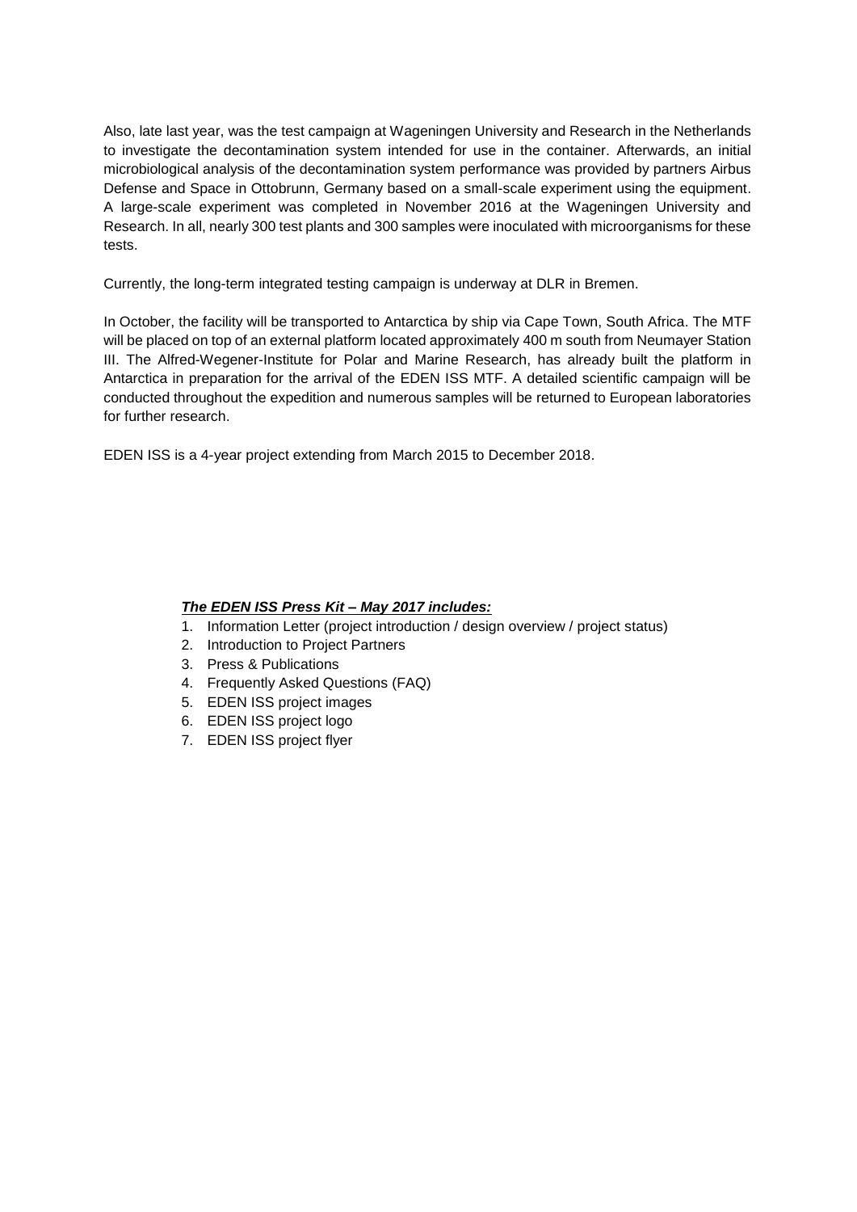Also, late last year, was the test campaign at Wageningen University and Research in the Netherlands to investigate the decontamination system intended for use in the container. Afterwards, an initial microbiological analysis of the decontamination system performance was provided by partners Airbus Defense and Space in Ottobrunn, Germany based on a small-scale experiment using the equipment. A large-scale experiment was completed in November 2016 at the Wageningen University and Research. In all, nearly 300 test plants and 300 samples were inoculated with microorganisms for these tests.

Currently, the long-term integrated testing campaign is underway at DLR in Bremen.

In October, the facility will be transported to Antarctica by ship via Cape Town, South Africa. The MTF will be placed on top of an external platform located approximately 400 m south from Neumayer Station III. The Alfred-Wegener-Institute for Polar and Marine Research, has already built the platform in Antarctica in preparation for the arrival of the EDEN ISS MTF. A detailed scientific campaign will be conducted throughout the expedition and numerous samples will be returned to European laboratories for further research.

EDEN ISS is a 4-year project extending from March 2015 to December 2018.

***The EDEN ISS Press Kit – May 2017 includes:***

1. Information Letter (project introduction / design overview / project status)
2. Introduction to Project Partners
3. Press & Publications
4. Frequently Asked Questions (FAQ)
5. EDEN ISS project images
6. EDEN ISS project logo
7. EDEN ISS project flyer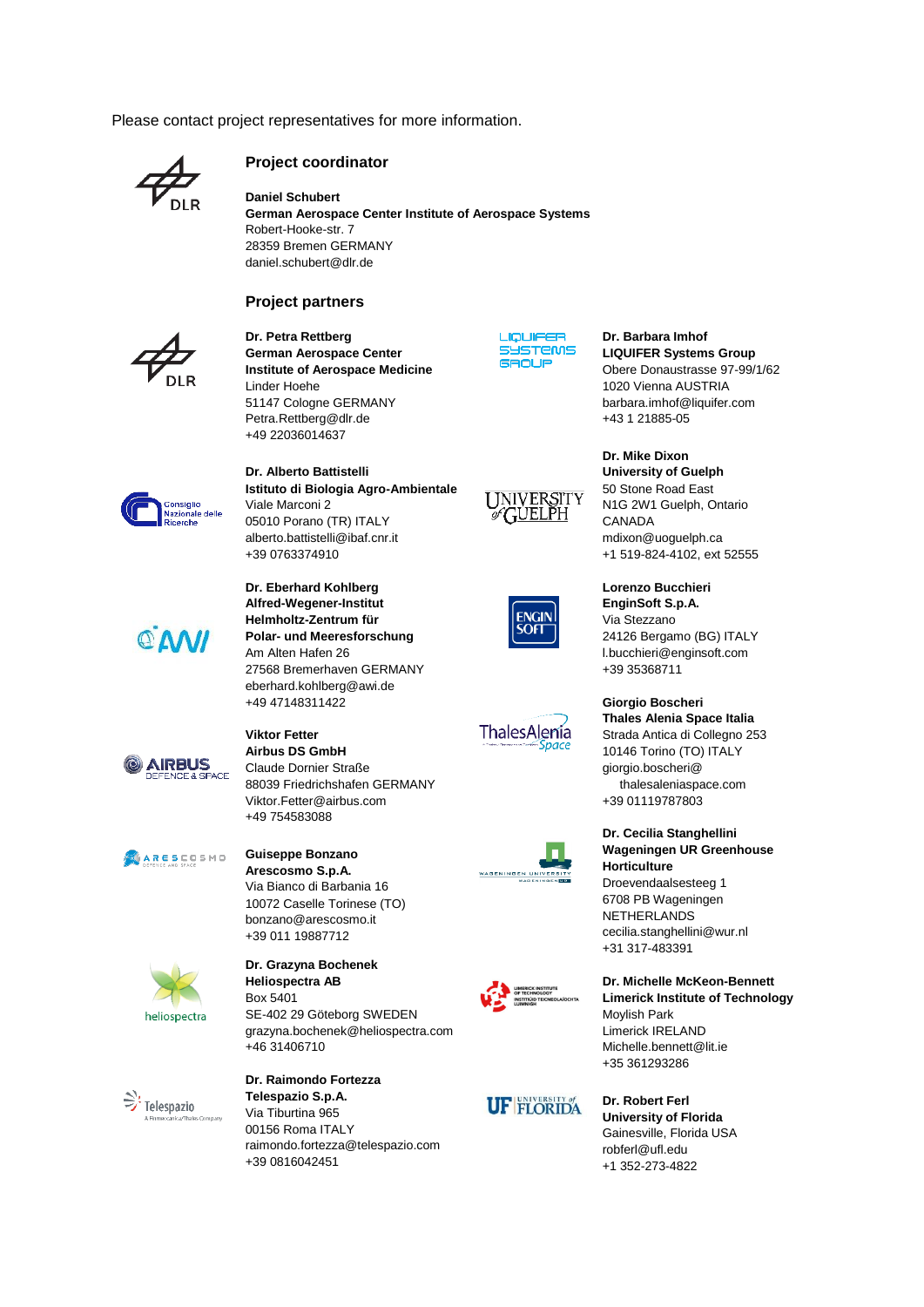Please contact project representatives for more information.

## Project coordinator

**Daniel Schubert**
**German Aerospace Center Institute of Aerospace Systems**
Robert-Hooke-str. 7
28359 Bremen GERMANY
daniel.schubert@dlr.de

## Project partners

**Dr. Petra Rettberg**
**German Aerospace Center**
**Institute of Aerospace Medicine**
Linder Hoehe
51147 Cologne GERMANY
Petra.Rettberg@dlr.de
+49 22036014637

**Dr. Alberto Battistelli**
**Istituto di Biologia Agro-Ambientale**
Viale Marconi 2
05010 Porano (TR) ITALY
alberto.battistelli@ibaf.cnr.it
+39 0763374910

**Dr. Eberhard Kohlberg**
**Alfred-Wegener-Institut**
**Helmholtz-Zentrum für**
**Polar- und Meeresforschung**
Am Alten Hafen 26
27568 Bremerhaven GERMANY
eberhard.kohlberg@awi.de
+49 47148311422

**Viktor Fetter**
**Airbus DS GmbH**
Claude Dornier Straße
88039 Friedrichshafen GERMANY
Viktor.Fetter@airbus.com
+49 754583088

**Guiseppe Bonzano**
**Arescosmo S.p.A.**
Via Bianco di Barbania 16
10072 Caselle Torinese (TO)
bonzano@arescosmo.it
+39 011 19887712

**Dr. Grazyna Bochenek**
**Heliospectra AB**
Box 5401
SE-402 29 Göteborg SWEDEN
grazyna.bochenek@heliospectra.com
+46 31406710

**Dr. Raimondo Fortezza**
**Telespazio S.p.A.**
Via Tiburtina 965
00156 Roma ITALY
raimondo.fortezza@telespazio.com
+39 0816042451

**Dr. Barbara Imhof**
**LIQUIFER Systems Group**
Obere Donaustrasse 97-99/1/62
1020 Vienna AUSTRIA
barbara.imhof@liquifer.com
+43 1 21885-05

**Dr. Mike Dixon**
**University of Guelph**
50 Stone Road East
N1G 2W1 Guelph, Ontario
CANADA
mdixon@uoguelph.ca
+1 519-824-4102, ext 52555

**Lorenzo Bucchieri**
**EnginSoft S.p.A.**
Via Stezzano
24126 Bergamo (BG) ITALY
l.bucchieri@enginsoft.com
+39 35368711

**Giorgio Boscheri**
**Thales Alenia Space Italia**
Strada Antica di Collegno 253
10146 Torino (TO) ITALY
giorgio.boscheri@thalesaleniaspace.com
+39 01119787803

**Dr. Cecilia Stanghellini**
**Wageningen UR Greenhouse Horticulture**
Droevendaalsesteeg 1
6708 PB Wageningen
NETHERLANDS
cecilia.stanghellini@wur.nl
+31 317-483391

**Dr. Michelle McKeon-Bennett**
**Limerick Institute of Technology**
Moylish Park
Limerick IRELAND
Michelle.bennett@lit.ie
+35 361293286

**Dr. Robert Ferl**
**University of Florida**
Gainesville, Florida USA
robferl@ufl.edu
+1 352-273-4822